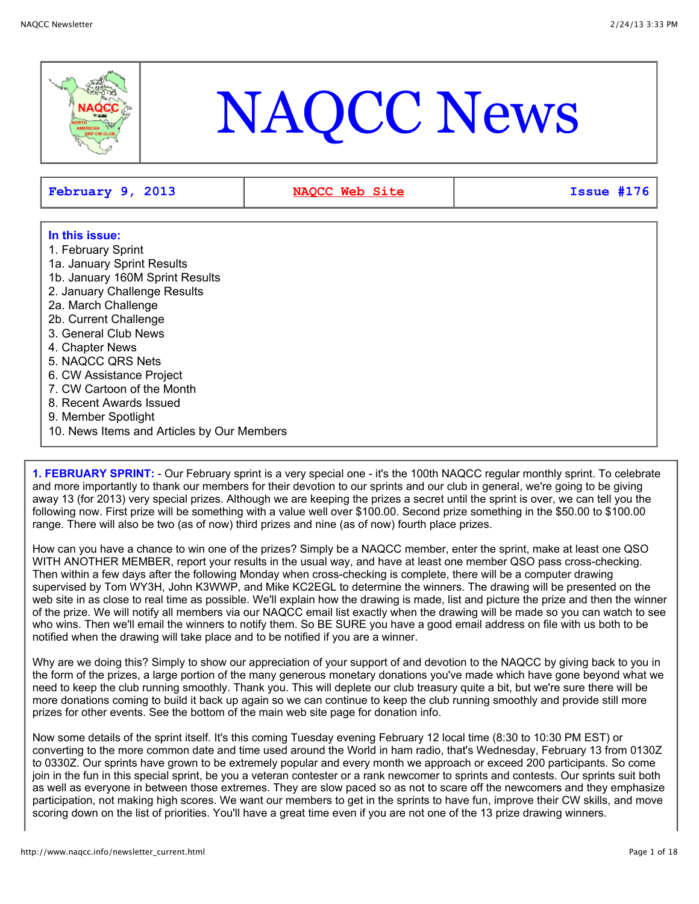# NAQCC News

| February 9, 2013 | NAQCC Web Site | Issue #176 |
|---|---|---|

**In this issue:**

1. February Sprint
1a. January Sprint Results
1b. January 160M Sprint Results
2. January Challenge Results
2a. March Challenge
2b. Current Challenge
3. General Club News
4. Chapter News
5. NAQCC QRS Nets
6. CW Assistance Project
7. CW Cartoon of the Month
8. Recent Awards Issued
9. Member Spotlight
10. News Items and Articles by Our Members

**1. FEBRUARY SPRINT:** - Our February sprint is a very special one - it's the 100th NAQCC regular monthly sprint. To celebrate and more importantly to thank our members for their devotion to our sprints and our club in general, we're going to be giving away 13 (for 2013) very special prizes. Although we are keeping the prizes a secret until the sprint is over, we can tell you the following now. First prize will be something with a value well over $100.00. Second prize something in the $50.00 to $100.00 range. There will also be two (as of now) third prizes and nine (as of now) fourth place prizes.

How can you have a chance to win one of the prizes? Simply be a NAQCC member, enter the sprint, make at least one QSO WITH ANOTHER MEMBER, report your results in the usual way, and have at least one member QSO pass cross-checking. Then within a few days after the following Monday when cross-checking is complete, there will be a computer drawing supervised by Tom WY3H, John K3WWP, and Mike KC2EGL to determine the winners. The drawing will be presented on the web site in as close to real time as possible. We'll explain how the drawing is made, list and picture the prize and then the winner of the prize. We will notify all members via our NAQCC email list exactly when the drawing will be made so you can watch to see who wins. Then we'll email the winners to notify them. So BE SURE you have a good email address on file with us both to be notified when the drawing will take place and to be notified if you are a winner.

Why are we doing this? Simply to show our appreciation of your support of and devotion to the NAQCC by giving back to you in the form of the prizes, a large portion of the many generous monetary donations you've made which have gone beyond what we need to keep the club running smoothly. Thank you. This will deplete our club treasury quite a bit, but we're sure there will be more donations coming to build it back up again so we can continue to keep the club running smoothly and provide still more prizes for other events. See the bottom of the main web site page for donation info.

Now some details of the sprint itself. It's this coming Tuesday evening February 12 local time (8:30 to 10:30 PM EST) or converting to the more common date and time used around the World in ham radio, that's Wednesday, February 13 from 0130Z to 0330Z. Our sprints have grown to be extremely popular and every month we approach or exceed 200 participants. So come join in the fun in this special sprint, be you a veteran contester or a rank newcomer to sprints and contests. Our sprints suit both as well as everyone in between those extremes. They are slow paced so as not to scare off the newcomers and they emphasize participation, not making high scores. We want our members to get in the sprints to have fun, improve their CW skills, and move scoring down on the list of priorities. You'll have a great time even if you are not one of the 13 prize drawing winners.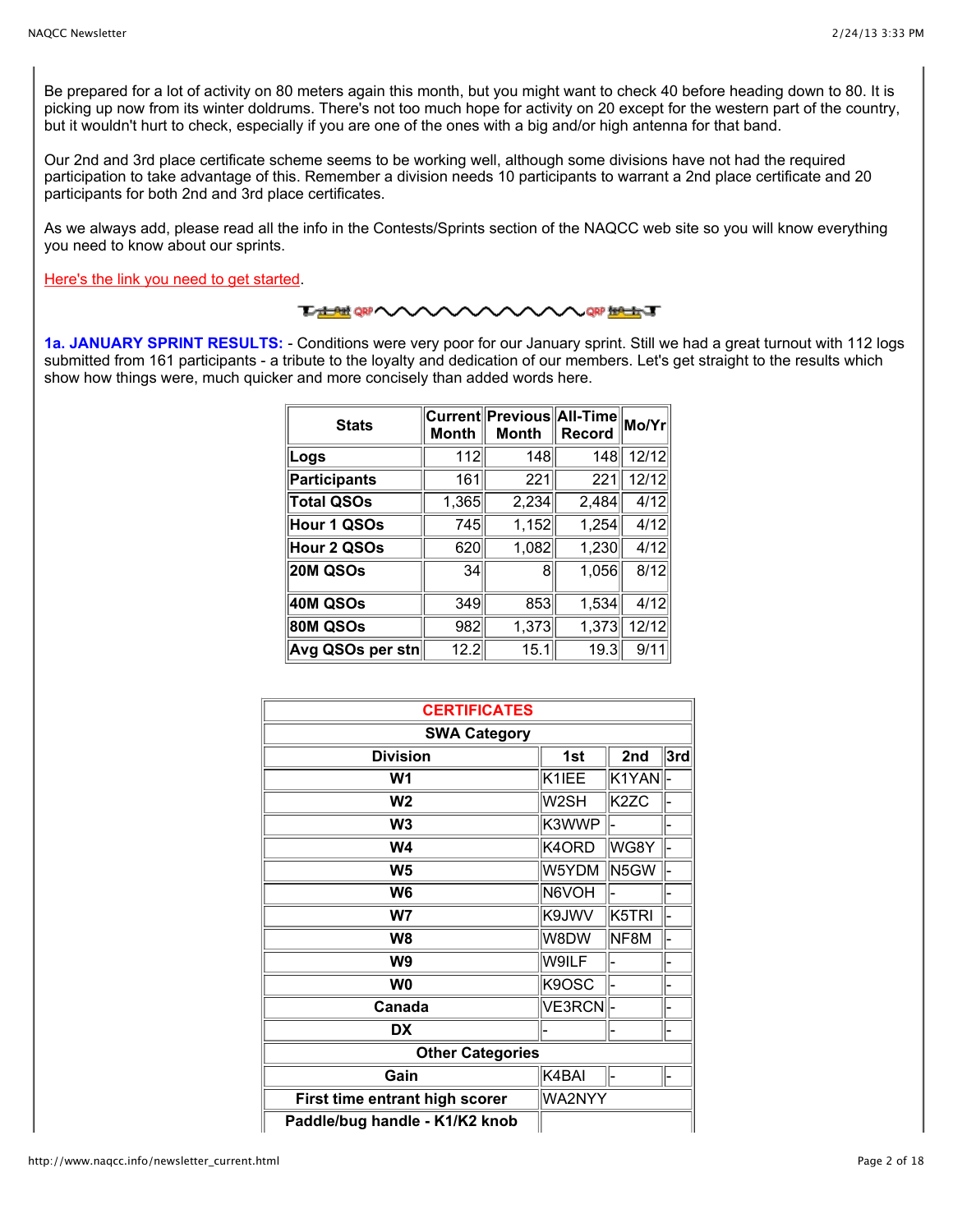Be prepared for a lot of activity on 80 meters again this month, but you might want to check 40 before heading down to 80. It is picking up now from its winter doldrums. There's not too much hope for activity on 20 except for the western part of the country, but it wouldn't hurt to check, especially if you are one of the ones with a big and/or high antenna for that band.

Our 2nd and 3rd place certificate scheme seems to be working well, although some divisions have not had the required participation to take advantage of this. Remember a division needs 10 participants to warrant a 2nd place certificate and 20 participants for both 2nd and 3rd place certificates.

As we always add, please read all the info in the Contests/Sprints section of the NAQCC web site so you will know everything you need to know about our sprints.

Here's the link you need to get started.

**1a. JANUARY SPRINT RESULTS:** - Conditions were very poor for our January sprint. Still we had a great turnout with 112 logs submitted from 161 participants - a tribute to the loyalty and dedication of our members. Let's get straight to the results which show how things were, much quicker and more concisely than added words here.

| Stats | Current Month | Previous Month | All-Time Record | Mo/Yr |
|---|---|---|---|---|
| Logs | 112 | 148 | 148 | 12/12 |
| Participants | 161 | 221 | 221 | 12/12 |
| Total QSOs | 1,365 | 2,234 | 2,484 | 4/12 |
| Hour 1 QSOs | 745 | 1,152 | 1,254 | 4/12 |
| Hour 2 QSOs | 620 | 1,082 | 1,230 | 4/12 |
| 20M QSOs | 34 | 8 | 1,056 | 8/12 |
| 40M QSOs | 349 | 853 | 1,534 | 4/12 |
| 80M QSOs | 982 | 1,373 | 1,373 | 12/12 |
| Avg QSOs per stn | 12.2 | 15.1 | 19.3 | 9/11 |

| CERTIFICATES | | | |
|---|---|---|---|
| **SWA Category** | | | |
| **Division** | **1st** | **2nd** | **3rd** |
| W1 | K1IEE | K1YAN | - |
| W2 | W2SH | K2ZC | - |
| W3 | K3WWP | - | - |
| W4 | K4ORD | WG8Y | - |
| W5 | W5YDM | N5GW | - |
| W6 | N6VOH | - | - |
| W7 | K9JWV | K5TRI | - |
| W8 | W8DW | NF8M | - |
| W9 | W9ILF | - | - |
| W0 | K9OSC | - | - |
| Canada | VE3RCN | - | - |
| DX | - | - | - |
| **Other Categories** | | | |
| Gain | K4BAI | - | - |
| First time entrant high scorer | WA2NYY | | |
| Paddle/bug handle - K1/K2 knob | | | |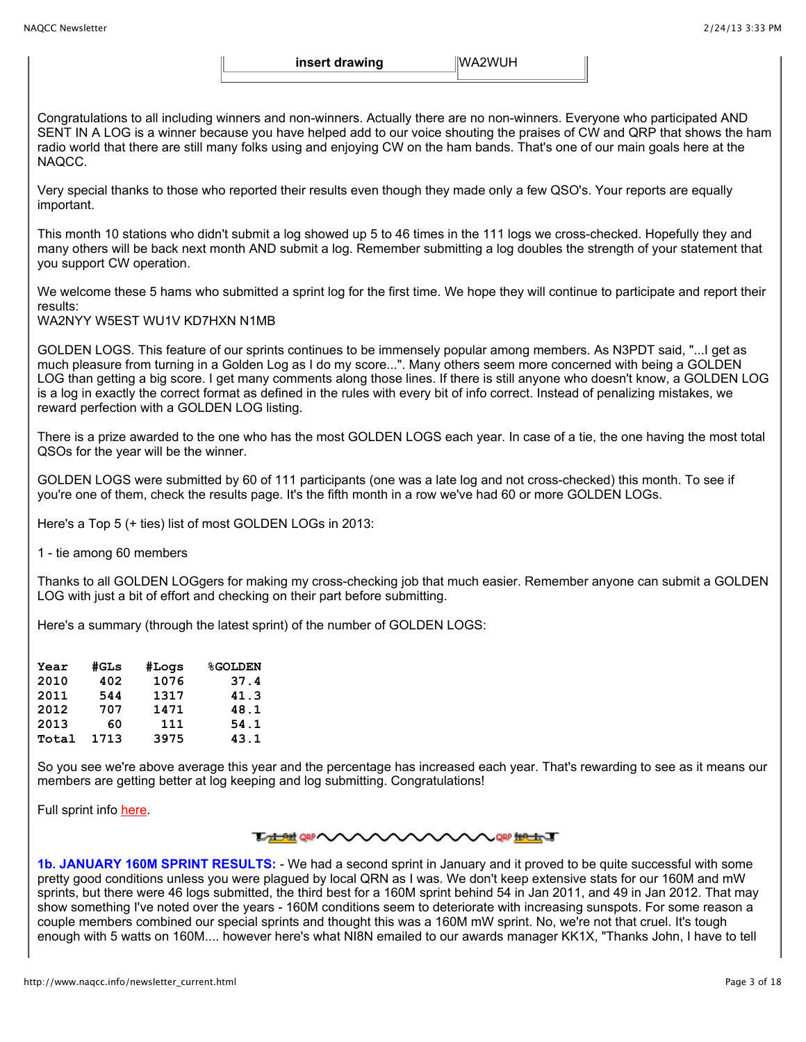| insert drawing | WA2WUH |
|---|---|

Congratulations to all including winners and non-winners. Actually there are no non-winners. Everyone who participated AND SENT IN A LOG is a winner because you have helped add to our voice shouting the praises of CW and QRP that shows the ham radio world that there are still many folks using and enjoying CW on the ham bands. That's one of our main goals here at the NAQCC.

Very special thanks to those who reported their results even though they made only a few QSO's. Your reports are equally important.

This month 10 stations who didn't submit a log showed up 5 to 46 times in the 111 logs we cross-checked. Hopefully they and many others will be back next month AND submit a log. Remember submitting a log doubles the strength of your statement that you support CW operation.

We welcome these 5 hams who submitted a sprint log for the first time. We hope they will continue to participate and report their results:
WA2NYY W5EST WU1V KD7HXN N1MB

GOLDEN LOGS. This feature of our sprints continues to be immensely popular among members. As N3PDT said, "...I get as much pleasure from turning in a Golden Log as I do my score...". Many others seem more concerned with being a GOLDEN LOG than getting a big score. I get many comments along those lines. If there is still anyone who doesn't know, a GOLDEN LOG is a log in exactly the correct format as defined in the rules with every bit of info correct. Instead of penalizing mistakes, we reward perfection with a GOLDEN LOG listing.

There is a prize awarded to the one who has the most GOLDEN LOGS each year. In case of a tie, the one having the most total QSOs for the year will be the winner.

GOLDEN LOGS were submitted by 60 of 111 participants (one was a late log and not cross-checked) this month. To see if you're one of them, check the results page. It's the fifth month in a row we've had 60 or more GOLDEN LOGs.

Here's a Top 5 (+ ties) list of most GOLDEN LOGs in 2013:

1 - tie among 60 members

Thanks to all GOLDEN LOGgers for making my cross-checking job that much easier. Remember anyone can submit a GOLDEN LOG with just a bit of effort and checking on their part before submitting.

Here's a summary (through the latest sprint) of the number of GOLDEN LOGS:

| Year | #GLs | #Logs | %GOLDEN |
|---|---|---|---|
| 2010 | 402 | 1076 | 37.4 |
| 2011 | 544 | 1317 | 41.3 |
| 2012 | 707 | 1471 | 48.1 |
| 2013 | 60 | 111 | 54.1 |
| Total | 1713 | 3975 | 43.1 |

So you see we're above average this year and the percentage has increased each year. That's rewarding to see as it means our members are getting better at log keeping and log submitting. Congratulations!

Full sprint info here.

**1b. JANUARY 160M SPRINT RESULTS:** - We had a second sprint in January and it proved to be quite successful with some pretty good conditions unless you were plagued by local QRN as I was. We don't keep extensive stats for our 160M and mW sprints, but there were 46 logs submitted, the third best for a 160M sprint behind 54 in Jan 2011, and 49 in Jan 2012. That may show something I've noted over the years - 160M conditions seem to deteriorate with increasing sunspots. For some reason a couple members combined our special sprints and thought this was a 160M mW sprint. No, we're not that cruel. It's tough enough with 5 watts on 160M.... however here's what NI8N emailed to our awards manager KK1X, "Thanks John, I have to tell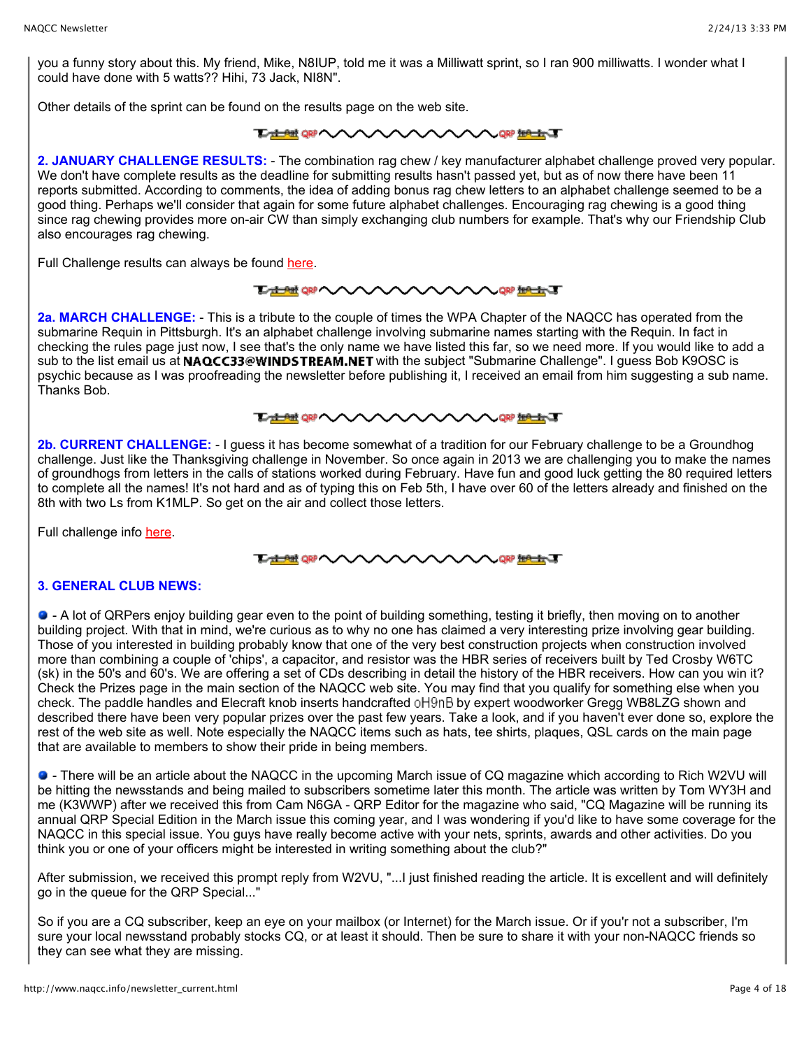you a funny story about this. My friend, Mike, N8IUP, told me it was a Milliwatt sprint, so I ran 900 milliwatts. I wonder what I could have done with 5 watts?? Hihi, 73 Jack, NI8N".

Other details of the sprint can be found on the results page on the web site.

**2. JANUARY CHALLENGE RESULTS:** - The combination rag chew / key manufacturer alphabet challenge proved very popular. We don't have complete results as the deadline for submitting results hasn't passed yet, but as of now there have been 11 reports submitted. According to comments, the idea of adding bonus rag chew letters to an alphabet challenge seemed to be a good thing. Perhaps we'll consider that again for some future alphabet challenges. Encouraging rag chewing is a good thing since rag chewing provides more on-air CW than simply exchanging club numbers for example. That's why our Friendship Club also encourages rag chewing.

Full Challenge results can always be found here.

**2a. MARCH CHALLENGE:** - This is a tribute to the couple of times the WPA Chapter of the NAQCC has operated from the submarine Requin in Pittsburgh. It's an alphabet challenge involving submarine names starting with the Requin. In fact in checking the rules page just now, I see that's the only name we have listed this far, so we need more. If you would like to add a sub to the list email us at NAQCC33@WINDSTREAM.NET with the subject "Submarine Challenge". I guess Bob K9OSC is psychic because as I was proofreading the newsletter before publishing it, I received an email from him suggesting a sub name. Thanks Bob.

**2b. CURRENT CHALLENGE:** - I guess it has become somewhat of a tradition for our February challenge to be a Groundhog challenge. Just like the Thanksgiving challenge in November. So once again in 2013 we are challenging you to make the names of groundhogs from letters in the calls of stations worked during February. Have fun and good luck getting the 80 required letters to complete all the names! It's not hard and as of typing this on Feb 5th, I have over 60 of the letters already and finished on the 8th with two Ls from K1MLP. So get on the air and collect those letters.

Full challenge info here.

**3. GENERAL CLUB NEWS:**

- A lot of QRPers enjoy building gear even to the point of building something, testing it briefly, then moving on to another building project. With that in mind, we're curious as to why no one has claimed a very interesting prize involving gear building. Those of you interested in building probably know that one of the very best construction projects when construction involved more than combining a couple of 'chips', a capacitor, and resistor was the HBR series of receivers built by Ted Crosby W6TC (sk) in the 50's and 60's. We are offering a set of CDs describing in detail the history of the HBR receivers. How can you win it? Check the Prizes page in the main section of the NAQCC web site. You may find that you qualify for something else when you check. The paddle handles and Elecraft knob inserts handcrafted oH9nB by expert woodworker Gregg WB8LZG shown and described there have been very popular prizes over the past few years. Take a look, and if you haven't ever done so, explore the rest of the web site as well. Note especially the NAQCC items such as hats, tee shirts, plaques, QSL cards on the main page that are available to members to show their pride in being members.

- There will be an article about the NAQCC in the upcoming March issue of CQ magazine which according to Rich W2VU will be hitting the newsstands and being mailed to subscribers sometime later this month. The article was written by Tom WY3H and me (K3WWP) after we received this from Cam N6GA - QRP Editor for the magazine who said, "CQ Magazine will be running its annual QRP Special Edition in the March issue this coming year, and I was wondering if you'd like to have some coverage for the NAQCC in this special issue. You guys have really become active with your nets, sprints, awards and other activities. Do you think you or one of your officers might be interested in writing something about the club?"

After submission, we received this prompt reply from W2VU, "...I just finished reading the article. It is excellent and will definitely go in the queue for the QRP Special..."

So if you are a CQ subscriber, keep an eye on your mailbox (or Internet) for the March issue. Or if you'r not a subscriber, I'm sure your local newsstand probably stocks CQ, or at least it should. Then be sure to share it with your non-NAQCC friends so they can see what they are missing.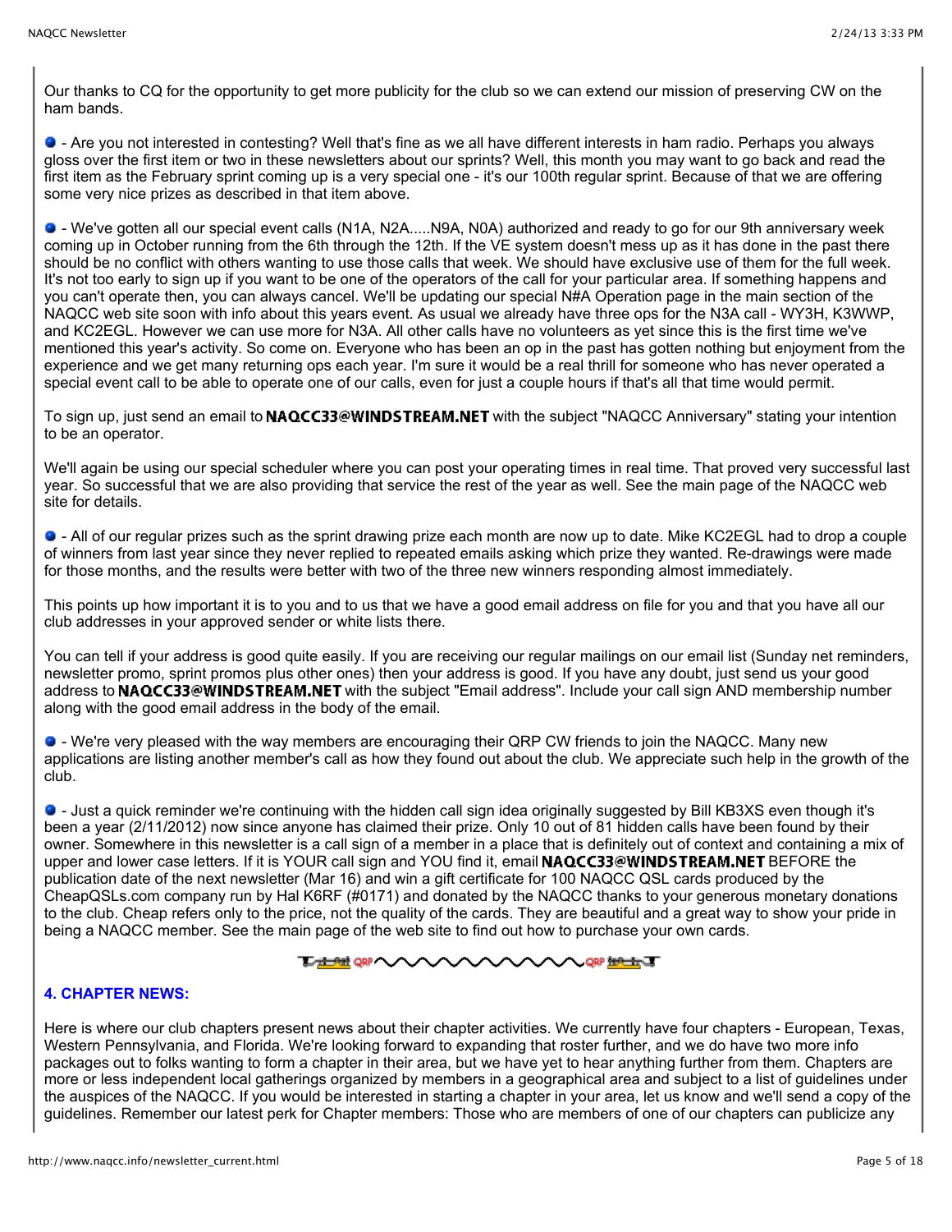Our thanks to CQ for the opportunity to get more publicity for the club so we can extend our mission of preserving CW on the ham bands.

- Are you not interested in contesting? Well that's fine as we all have different interests in ham radio. Perhaps you always gloss over the first item or two in these newsletters about our sprints? Well, this month you may want to go back and read the first item as the February sprint coming up is a very special one - it's our 100th regular sprint. Because of that we are offering some very nice prizes as described in that item above.

- We've gotten all our special event calls (N1A, N2A.....N9A, N0A) authorized and ready to go for our 9th anniversary week coming up in October running from the 6th through the 12th. If the VE system doesn't mess up as it has done in the past there should be no conflict with others wanting to use those calls that week. We should have exclusive use of them for the full week. It's not too early to sign up if you want to be one of the operators of the call for your particular area. If something happens and you can't operate then, you can always cancel. We'll be updating our special N#A Operation page in the main section of the NAQCC web site soon with info about this years event. As usual we already have three ops for the N3A call - WY3H, K3WWP, and KC2EGL. However we can use more for N3A. All other calls have no volunteers as yet since this is the first time we've mentioned this year's activity. So come on. Everyone who has been an op in the past has gotten nothing but enjoyment from the experience and we get many returning ops each year. I'm sure it would be a real thrill for someone who has never operated a special event call to be able to operate one of our calls, even for just a couple hours if that's all that time would permit.

To sign up, just send an email to **NAQCC33@WINDSTREAM.NET** with the subject "NAQCC Anniversary" stating your intention to be an operator.

We'll again be using our special scheduler where you can post your operating times in real time. That proved very successful last year. So successful that we are also providing that service the rest of the year as well. See the main page of the NAQCC web site for details.

- All of our regular prizes such as the sprint drawing prize each month are now up to date. Mike KC2EGL had to drop a couple of winners from last year since they never replied to repeated emails asking which prize they wanted. Re-drawings were made for those months, and the results were better with two of the three new winners responding almost immediately.

This points up how important it is to you and to us that we have a good email address on file for you and that you have all our club addresses in your approved sender or white lists there.

You can tell if your address is good quite easily. If you are receiving our regular mailings on our email list (Sunday net reminders, newsletter promo, sprint promos plus other ones) then your address is good. If you have any doubt, just send us your good address to **NAQCC33@WINDSTREAM.NET** with the subject "Email address". Include your call sign AND membership number along with the good email address in the body of the email.

- We're very pleased with the way members are encouraging their QRP CW friends to join the NAQCC. Many new applications are listing another member's call as how they found out about the club. We appreciate such help in the growth of the club.

- Just a quick reminder we're continuing with the hidden call sign idea originally suggested by Bill KB3XS even though it's been a year (2/11/2012) now since anyone has claimed their prize. Only 10 out of 81 hidden calls have been found by their owner. Somewhere in this newsletter is a call sign of a member in a place that is definitely out of context and containing a mix of upper and lower case letters. If it is YOUR call sign and YOU find it, email **NAQCC33@WINDSTREAM.NET** BEFORE the publication date of the next newsletter (Mar 16) and win a gift certificate for 100 NAQCC QSL cards produced by the CheapQSLs.com company run by Hal K6RF (#0171) and donated by the NAQCC thanks to your generous monetary donations to the club. Cheap refers only to the price, not the quality of the cards. They are beautiful and a great way to show your pride in being a NAQCC member. See the main page of the web site to find out how to purchase your own cards.

## 4. CHAPTER NEWS:

Here is where our club chapters present news about their chapter activities. We currently have four chapters - European, Texas, Western Pennsylvania, and Florida. We're looking forward to expanding that roster further, and we do have two more info packages out to folks wanting to form a chapter in their area, but we have yet to hear anything further from them. Chapters are more or less independent local gatherings organized by members in a geographical area and subject to a list of guidelines under the auspices of the NAQCC. If you would be interested in starting a chapter in your area, let us know and we'll send a copy of the guidelines. Remember our latest perk for Chapter members: Those who are members of one of our chapters can publicize any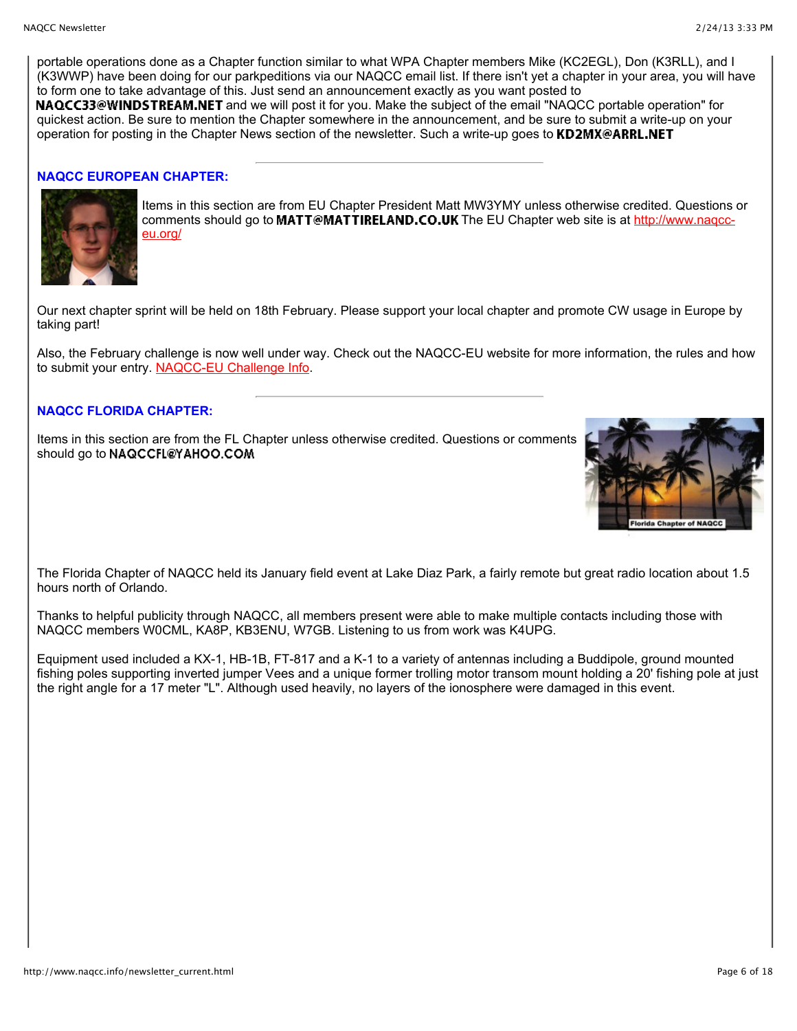portable operations done as a Chapter function similar to what WPA Chapter members Mike (KC2EGL), Don (K3RLL), and I (K3WWP) have been doing for our parkpeditions via our NAQCC email list. If there isn't yet a chapter in your area, you will have to form one to take advantage of this. Just send an announcement exactly as you want posted to **NAQCC33@WINDSTREAM.NET** and we will post it for you. Make the subject of the email "NAQCC portable operation" for quickest action. Be sure to mention the Chapter somewhere in the announcement, and be sure to submit a write-up on your operation for posting in the Chapter News section of the newsletter. Such a write-up goes to **KD2MX@ARRL.NET**

---

## NAQCC EUROPEAN CHAPTER:

Items in this section are from EU Chapter President Matt MW3YMY unless otherwise credited. Questions or comments should go to **MATT@MATTIRELAND.CO.UK** The EU Chapter web site is at http://www.naqcc-eu.org/

Our next chapter sprint will be held on 18th February. Please support your local chapter and promote CW usage in Europe by taking part!

Also, the February challenge is now well under way. Check out the NAQCC-EU website for more information, the rules and how to submit your entry. NAQCC-EU Challenge Info.

---

## NAQCC FLORIDA CHAPTER:

Items in this section are from the FL Chapter unless otherwise credited. Questions or comments should go to **NAQCCFL@YAHOO.COM**

Florida Chapter of NAQCC

The Florida Chapter of NAQCC held its January field event at Lake Diaz Park, a fairly remote but great radio location about 1.5 hours north of Orlando.

Thanks to helpful publicity through NAQCC, all members present were able to make multiple contacts including those with NAQCC members W0CML, KA8P, KB3ENU, W7GB. Listening to us from work was K4UPG.

Equipment used included a KX-1, HB-1B, FT-817 and a K-1 to a variety of antennas including a Buddipole, ground mounted fishing poles supporting inverted jumper Vees and a unique former trolling motor transom mount holding a 20' fishing pole at just the right angle for a 17 meter "L". Although used heavily, no layers of the ionosphere were damaged in this event.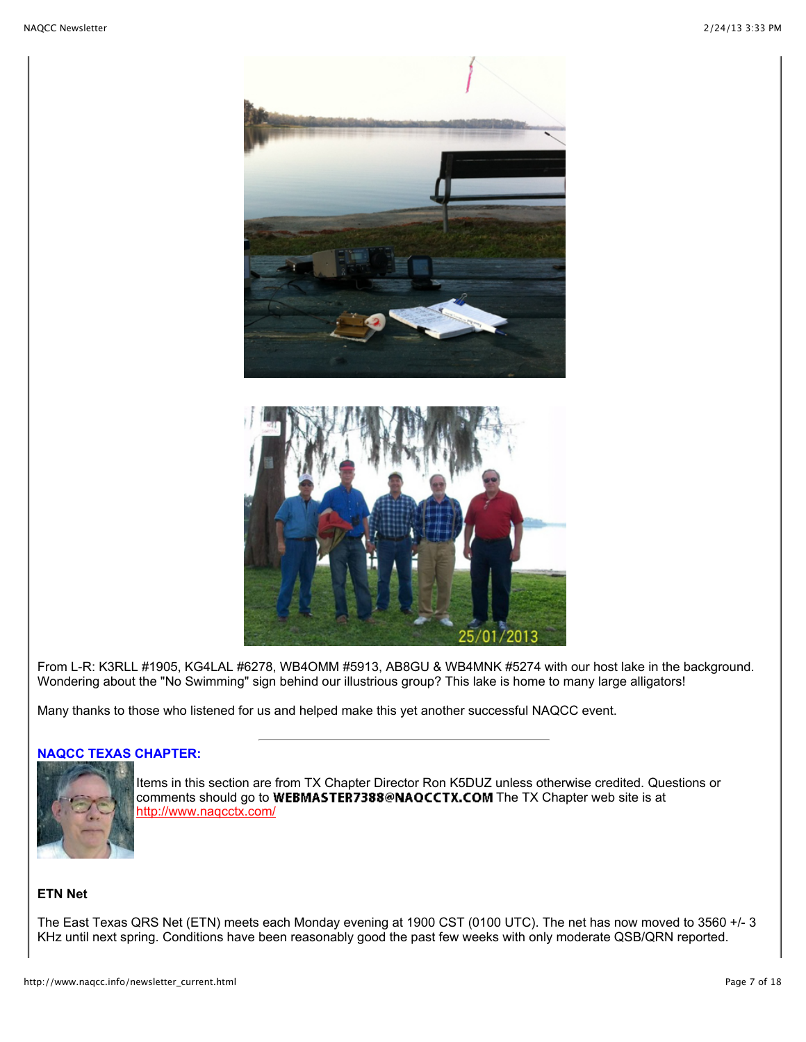From L-R: K3RLL #1905, KG4LAL #6278, WB4OMM #5913, AB8GU & WB4MNK #5274 with our host lake in the background. Wondering about the "No Swimming" sign behind our illustrious group? This lake is home to many large alligators!

Many thanks to those who listened for us and helped make this yet another successful NAQCC event.

---

**NAQCC TEXAS CHAPTER:**

Items in this section are from TX Chapter Director Ron K5DUZ unless otherwise credited. Questions or comments should go to WEBMASTER7388@NAQCCTX.COM The TX Chapter web site is at http://www.naqcctx.com/

**ETN Net**

The East Texas QRS Net (ETN) meets each Monday evening at 1900 CST (0100 UTC). The net has now moved to 3560 +/- 3 KHz until next spring. Conditions have been reasonably good the past few weeks with only moderate QSB/QRN reported.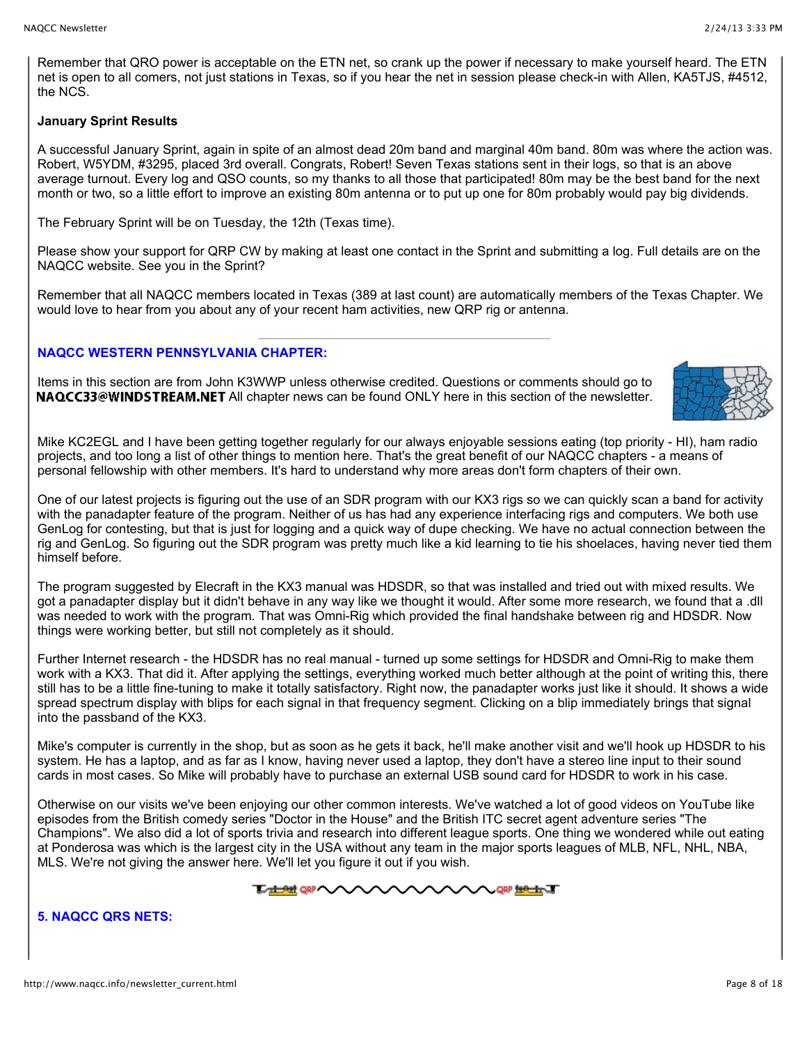Remember that QRO power is acceptable on the ETN net, so crank up the power if necessary to make yourself heard. The ETN net is open to all comers, not just stations in Texas, so if you hear the net in session please check-in with Allen, KA5TJS, #4512, the NCS.

**January Sprint Results**

A successful January Sprint, again in spite of an almost dead 20m band and marginal 40m band. 80m was where the action was. Robert, W5YDM, #3295, placed 3rd overall. Congrats, Robert! Seven Texas stations sent in their logs, so that is an above average turnout. Every log and QSO counts, so my thanks to all those that participated! 80m may be the best band for the next month or two, so a little effort to improve an existing 80m antenna or to put up one for 80m probably would pay big dividends.

The February Sprint will be on Tuesday, the 12th (Texas time).

Please show your support for QRP CW by making at least one contact in the Sprint and submitting a log. Full details are on the NAQCC website. See you in the Sprint?

Remember that all NAQCC members located in Texas (389 at last count) are automatically members of the Texas Chapter. We would love to hear from you about any of your recent ham activities, new QRP rig or antenna.

---

**NAQCC WESTERN PENNSYLVANIA CHAPTER:**

Items in this section are from John K3WWP unless otherwise credited. Questions or comments should go to **NAQCC33@WINDSTREAM.NET** All chapter news can be found ONLY here in this section of the newsletter.

Mike KC2EGL and I have been getting together regularly for our always enjoyable sessions eating (top priority - HI), ham radio projects, and too long a list of other things to mention here. That's the great benefit of our NAQCC chapters - a means of personal fellowship with other members. It's hard to understand why more areas don't form chapters of their own.

One of our latest projects is figuring out the use of an SDR program with our KX3 rigs so we can quickly scan a band for activity with the panadapter feature of the program. Neither of us has had any experience interfacing rigs and computers. We both use GenLog for contesting, but that is just for logging and a quick way of dupe checking. We have no actual connection between the rig and GenLog. So figuring out the SDR program was pretty much like a kid learning to tie his shoelaces, having never tied them himself before.

The program suggested by Elecraft in the KX3 manual was HDSDR, so that was installed and tried out with mixed results. We got a panadapter display but it didn't behave in any way like we thought it would. After some more research, we found that a .dll was needed to work with the program. That was Omni-Rig which provided the final handshake between rig and HDSDR. Now things were working better, but still not completely as it should.

Further Internet research - the HDSDR has no real manual - turned up some settings for HDSDR and Omni-Rig to make them work with a KX3. That did it. After applying the settings, everything worked much better although at the point of writing this, there still has to be a little fine-tuning to make it totally satisfactory. Right now, the panadapter works just like it should. It shows a wide spread spectrum display with blips for each signal in that frequency segment. Clicking on a blip immediately brings that signal into the passband of the KX3.

Mike's computer is currently in the shop, but as soon as he gets it back, he'll make another visit and we'll hook up HDSDR to his system. He has a laptop, and as far as I know, having never used a laptop, they don't have a stereo line input to their sound cards in most cases. So Mike will probably have to purchase an external USB sound card for HDSDR to work in his case.

Otherwise on our visits we've been enjoying our other common interests. We've watched a lot of good videos on YouTube like episodes from the British comedy series "Doctor in the House" and the British ITC secret agent adventure series "The Champions". We also did a lot of sports trivia and research into different league sports. One thing we wondered while out eating at Ponderosa was which is the largest city in the USA without any team in the major sports leagues of MLB, NFL, NHL, NBA, MLS. We're not giving the answer here. We'll let you figure it out if you wish.

**5. NAQCC QRS NETS:**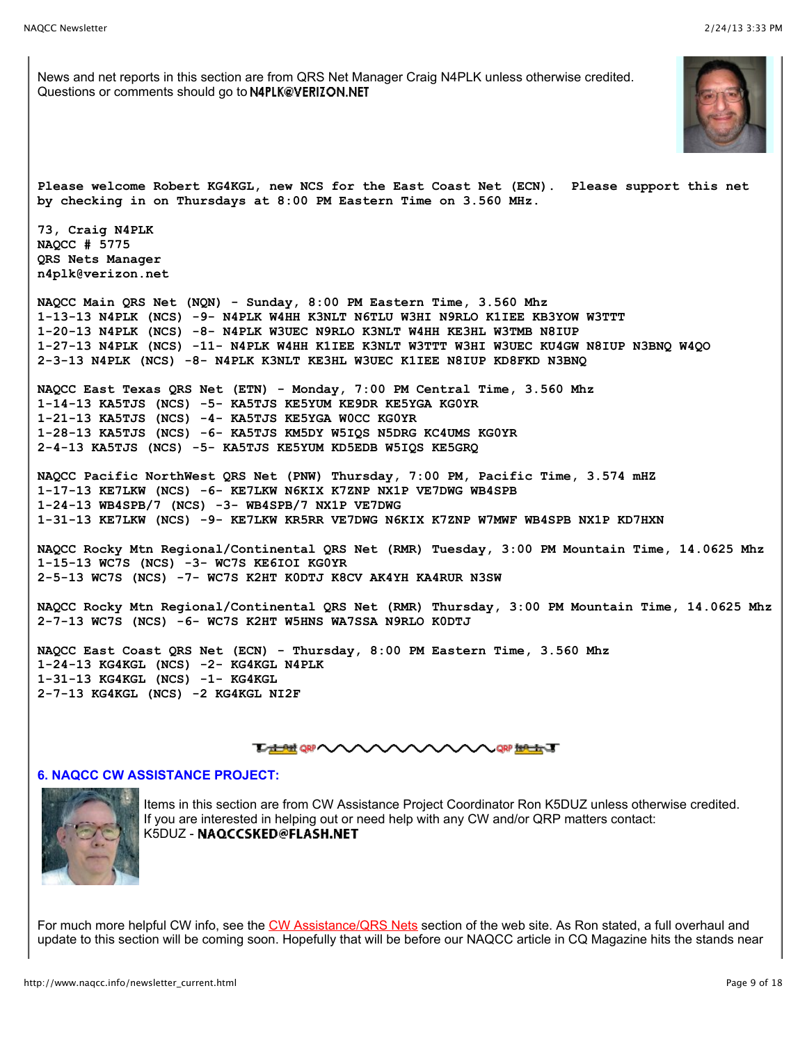News and net reports in this section are from QRS Net Manager Craig N4PLK unless otherwise credited. Questions or comments should go to N4PLK@VERIZON.NET

**Please welcome Robert KG4KGL, new NCS for the East Coast Net (ECN). Please support this net by checking in on Thursdays at 8:00 PM Eastern Time on 3.560 MHz.**

**73, Craig N4PLK**
**NAQCC # 5775**
**QRS Nets Manager**
**n4plk@verizon.net**

**NAQCC Main QRS Net (NQN) - Sunday, 8:00 PM Eastern Time, 3.560 Mhz**
**1-13-13 N4PLK (NCS) -9- N4PLK W4HH K3NLT N6TLU W3HI N9RLO K1IEE KB3YOW W3TTT**
**1-20-13 N4PLK (NCS) -8- N4PLK W3UEC N9RLO K3NLT W4HH KE3HL W3TMB N8IUP**
**1-27-13 N4PLK (NCS) -11- N4PLK W4HH K1IEE K3NLT W3TTT W3HI W3UEC KU4GW N8IUP N3BNQ W4QO**
**2-3-13 N4PLK (NCS) -8- N4PLK K3NLT KE3HL W3UEC K1IEE N8IUP KD8FKD N3BNQ**

**NAQCC East Texas QRS Net (ETN) - Monday, 7:00 PM Central Time, 3.560 Mhz**
**1-14-13 KA5TJS (NCS) -5- KA5TJS KE5YUM KE9DR KE5YGA KG0YR**
**1-21-13 KA5TJS (NCS) -4- KA5TJS KE5YGA W0CC KG0YR**
**1-28-13 KA5TJS (NCS) -6- KA5TJS KM5DY W5IQS N5DRG KC4UMS KG0YR**
**2-4-13 KA5TJS (NCS) -5- KA5TJS KE5YUM KD5EDB W5IQS KE5GRQ**

**NAQCC Pacific NorthWest QRS Net (PNW) Thursday, 7:00 PM, Pacific Time, 3.574 mHZ**
**1-17-13 KE7LKW (NCS) -6- KE7LKW N6KIX K7ZNP NX1P VE7DWG WB4SPB**
**1-24-13 WB4SPB/7 (NCS) -3- WB4SPB/7 NX1P VE7DWG**
**1-31-13 KE7LKW (NCS) -9- KE7LKW KR5RR VE7DWG N6KIX K7ZNP W7MWF WB4SPB NX1P KD7HXN**

**NAQCC Rocky Mtn Regional/Continental QRS Net (RMR) Tuesday, 3:00 PM Mountain Time, 14.0625 Mhz**
**1-15-13 WC7S (NCS) -3- WC7S KE6IOI KG0YR**
**2-5-13 WC7S (NCS) -7- WC7S K2HT K0DTJ K8CV AK4YH KA4RUR N3SW**

**NAQCC Rocky Mtn Regional/Continental QRS Net (RMR) Thursday, 3:00 PM Mountain Time, 14.0625 Mhz**
**2-7-13 WC7S (NCS) -6- WC7S K2HT W5HNS WA7SSA N9RLO K0DTJ**

**NAQCC East Coast QRS Net (ECN) - Thursday, 8:00 PM Eastern Time, 3.560 Mhz**
**1-24-13 KG4KGL (NCS) -2- KG4KGL N4PLK**
**1-31-13 KG4KGL (NCS) -1- KG4KGL**
**2-7-13 KG4KGL (NCS) -2 KG4KGL NI2F**

## 6. NAQCC CW ASSISTANCE PROJECT:

Items in this section are from CW Assistance Project Coordinator Ron K5DUZ unless otherwise credited. If you are interested in helping out or need help with any CW and/or QRP matters contact: K5DUZ - NAQCCSKED@FLASH.NET

For much more helpful CW info, see the CW Assistance/QRS Nets section of the web site. As Ron stated, a full overhaul and update to this section will be coming soon. Hopefully that will be before our NAQCC article in CQ Magazine hits the stands near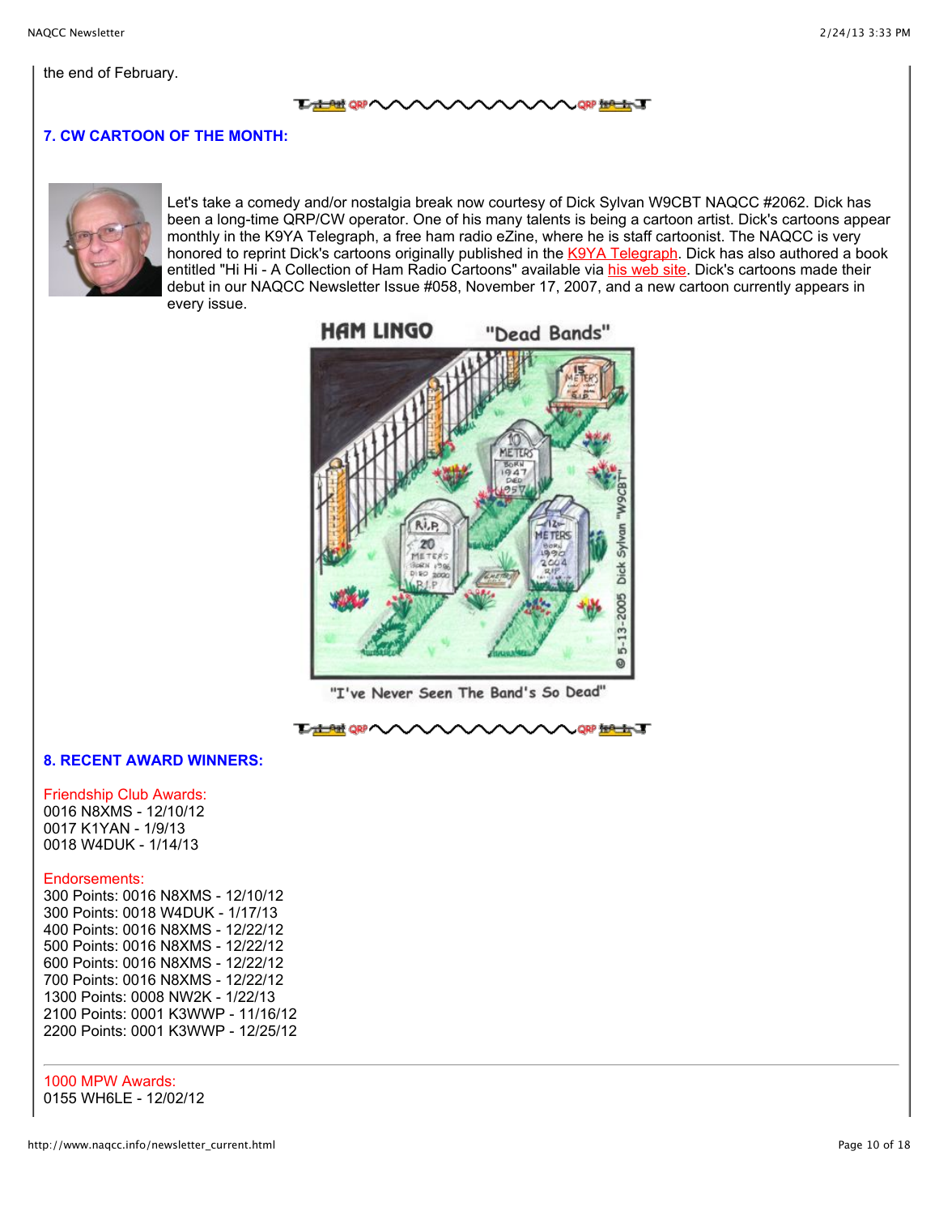the end of February.

### 7. CW CARTOON OF THE MONTH:

Let's take a comedy and/or nostalgia break now courtesy of Dick Sylvan W9CBT NAQCC #2062. Dick has been a long-time QRP/CW operator. One of his many talents is being a cartoon artist. Dick's cartoons appear monthly in the K9YA Telegraph, a free ham radio eZine, where he is staff cartoonist. The NAQCC is very honored to reprint Dick's cartoons originally published in the K9YA Telegraph. Dick has also authored a book entitled "Hi Hi - A Collection of Ham Radio Cartoons" available via his web site. Dick's cartoons made their debut in our NAQCC Newsletter Issue #058, November 17, 2007, and a new cartoon currently appears in every issue.

HAM LINGO "Dead Bands"

"I've Never Seen The Band's So Dead"

### 8. RECENT AWARD WINNERS:

Friendship Club Awards:
0016 N8XMS - 12/10/12
0017 K1YAN - 1/9/13
0018 W4DUK - 1/14/13

Endorsements:
300 Points: 0016 N8XMS - 12/10/12
300 Points: 0018 W4DUK - 1/17/13
400 Points: 0016 N8XMS - 12/22/12
500 Points: 0016 N8XMS - 12/22/12
600 Points: 0016 N8XMS - 12/22/12
700 Points: 0016 N8XMS - 12/22/12
1300 Points: 0008 NW2K - 1/22/13
2100 Points: 0001 K3WWP - 11/16/12
2200 Points: 0001 K3WWP - 12/25/12

---

1000 MPW Awards:
0155 WH6LE - 12/02/12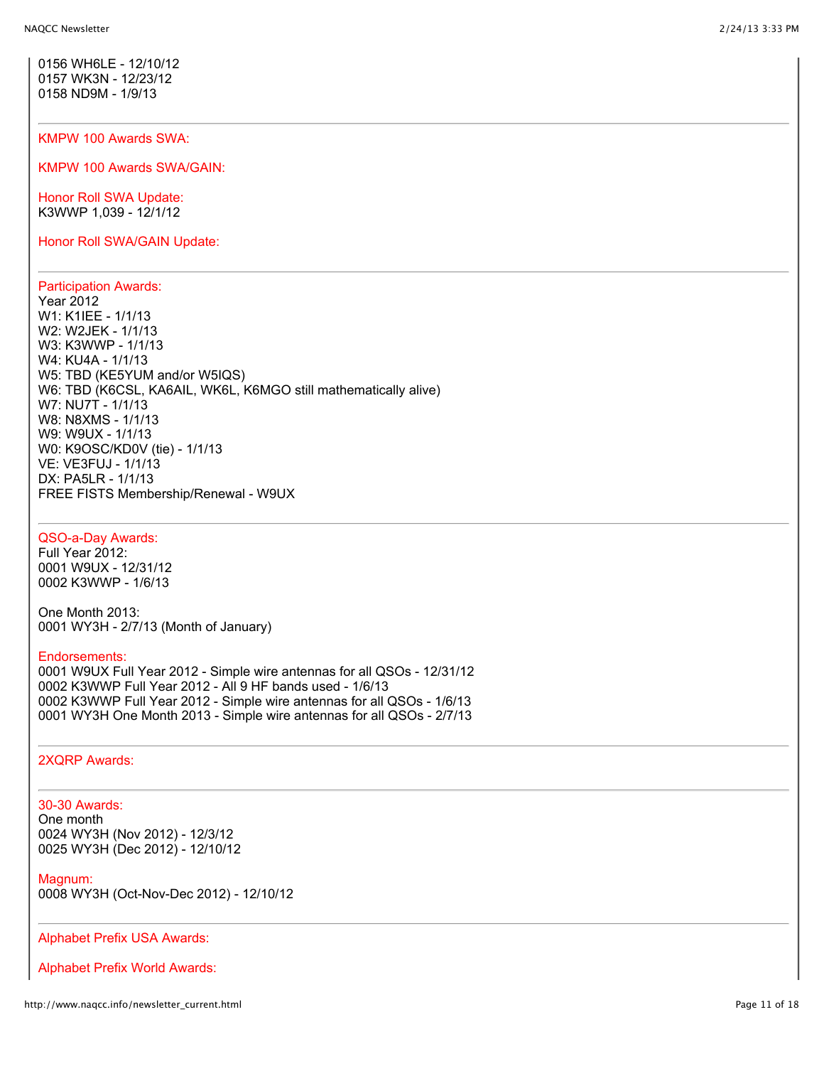0156 WH6LE - 12/10/12
0157 WK3N - 12/23/12
0158 ND9M - 1/9/13

---

KMPW 100 Awards SWA:

KMPW 100 Awards SWA/GAIN:

Honor Roll SWA Update:
K3WWP 1,039 - 12/1/12

Honor Roll SWA/GAIN Update:

---

Participation Awards:
Year 2012
W1: K1IEE - 1/1/13
W2: W2JEK - 1/1/13
W3: K3WWP - 1/1/13
W4: KU4A - 1/1/13
W5: TBD (KE5YUM and/or W5IQS)
W6: TBD (K6CSL, KA6AIL, WK6L, K6MGO still mathematically alive)
W7: NU7T - 1/1/13
W8: N8XMS - 1/1/13
W9: W9UX - 1/1/13
W0: K9OSC/KD0V (tie) - 1/1/13
VE: VE3FUJ - 1/1/13
DX: PA5LR - 1/1/13
FREE FISTS Membership/Renewal - W9UX

---

QSO-a-Day Awards:
Full Year 2012:
0001 W9UX - 12/31/12
0002 K3WWP - 1/6/13

One Month 2013:
0001 WY3H - 2/7/13 (Month of January)

Endorsements:
0001 W9UX Full Year 2012 - Simple wire antennas for all QSOs - 12/31/12
0002 K3WWP Full Year 2012 - All 9 HF bands used - 1/6/13
0002 K3WWP Full Year 2012 - Simple wire antennas for all QSOs - 1/6/13
0001 WY3H One Month 2013 - Simple wire antennas for all QSOs - 2/7/13

---

2XQRP Awards:

---

30-30 Awards:
One month
0024 WY3H (Nov 2012) - 12/3/12
0025 WY3H (Dec 2012) - 12/10/12

Magnum:
0008 WY3H (Oct-Nov-Dec 2012) - 12/10/12

---

Alphabet Prefix USA Awards:

Alphabet Prefix World Awards: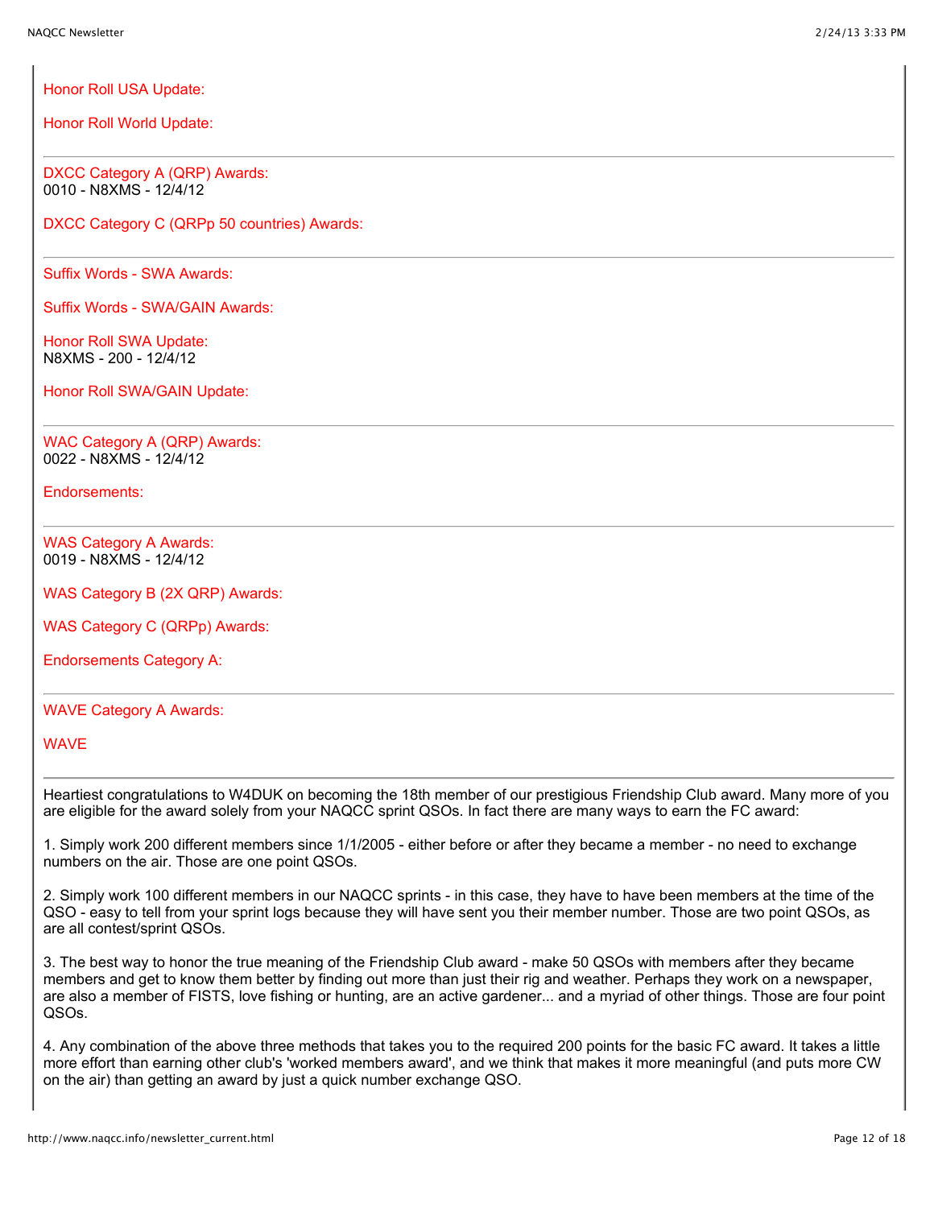Honor Roll USA Update:

Honor Roll World Update:

---

DXCC Category A (QRP) Awards:
0010 - N8XMS - 12/4/12

DXCC Category C (QRPp 50 countries) Awards:

---

Suffix Words - SWA Awards:

Suffix Words - SWA/GAIN Awards:

Honor Roll SWA Update:
N8XMS - 200 - 12/4/12

Honor Roll SWA/GAIN Update:

---

WAC Category A (QRP) Awards:
0022 - N8XMS - 12/4/12

Endorsements:

---

WAS Category A Awards:
0019 - N8XMS - 12/4/12

WAS Category B (2X QRP) Awards:

WAS Category C (QRPp) Awards:

Endorsements Category A:

---

WAVE Category A Awards:

WAVE

---

Heartiest congratulations to W4DUK on becoming the 18th member of our prestigious Friendship Club award. Many more of you are eligible for the award solely from your NAQCC sprint QSOs. In fact there are many ways to earn the FC award:

1. Simply work 200 different members since 1/1/2005 - either before or after they became a member - no need to exchange numbers on the air. Those are one point QSOs.

2. Simply work 100 different members in our NAQCC sprints - in this case, they have to have been members at the time of the QSO - easy to tell from your sprint logs because they will have sent you their member number. Those are two point QSOs, as are all contest/sprint QSOs.

3. The best way to honor the true meaning of the Friendship Club award - make 50 QSOs with members after they became members and get to know them better by finding out more than just their rig and weather. Perhaps they work on a newspaper, are also a member of FISTS, love fishing or hunting, are an active gardener... and a myriad of other things. Those are four point QSOs.

4. Any combination of the above three methods that takes you to the required 200 points for the basic FC award. It takes a little more effort than earning other club's 'worked members award', and we think that makes it more meaningful (and puts more CW on the air) than getting an award by just a quick number exchange QSO.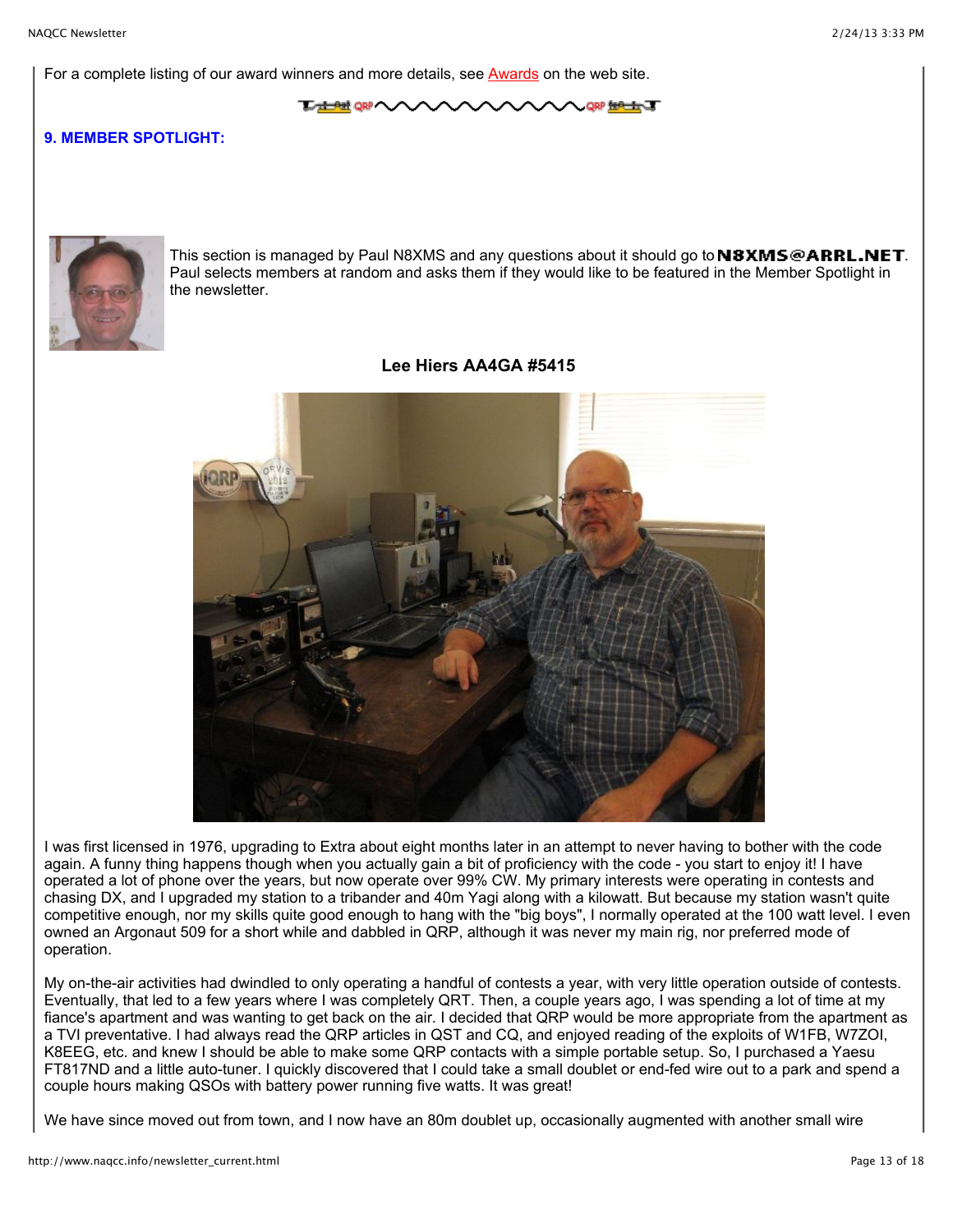For a complete listing of our award winners and more details, see Awards on the web site.

### 9. MEMBER SPOTLIGHT:

This section is managed by Paul N8XMS and any questions about it should go to **N8XMS@ARRL.NET**. Paul selects members at random and asks them if they would like to be featured in the Member Spotlight in the newsletter.

**Lee Hiers AA4GA #5415**

I was first licensed in 1976, upgrading to Extra about eight months later in an attempt to never having to bother with the code again. A funny thing happens though when you actually gain a bit of proficiency with the code - you start to enjoy it! I have operated a lot of phone over the years, but now operate over 99% CW. My primary interests were operating in contests and chasing DX, and I upgraded my station to a tribander and 40m Yagi along with a kilowatt. But because my station wasn't quite competitive enough, nor my skills quite good enough to hang with the "big boys", I normally operated at the 100 watt level. I even owned an Argonaut 509 for a short while and dabbled in QRP, although it was never my main rig, nor preferred mode of operation.

My on-the-air activities had dwindled to only operating a handful of contests a year, with very little operation outside of contests. Eventually, that led to a few years where I was completely QRT. Then, a couple years ago, I was spending a lot of time at my fiance's apartment and was wanting to get back on the air. I decided that QRP would be more appropriate from the apartment as a TVI preventative. I had always read the QRP articles in QST and CQ, and enjoyed reading of the exploits of W1FB, W7ZOI, K8EEG, etc. and knew I should be able to make some QRP contacts with a simple portable setup. So, I purchased a Yaesu FT817ND and a little auto-tuner. I quickly discovered that I could take a small doublet or end-fed wire out to a park and spend a couple hours making QSOs with battery power running five watts. It was great!

We have since moved out from town, and I now have an 80m doublet up, occasionally augmented with another small wire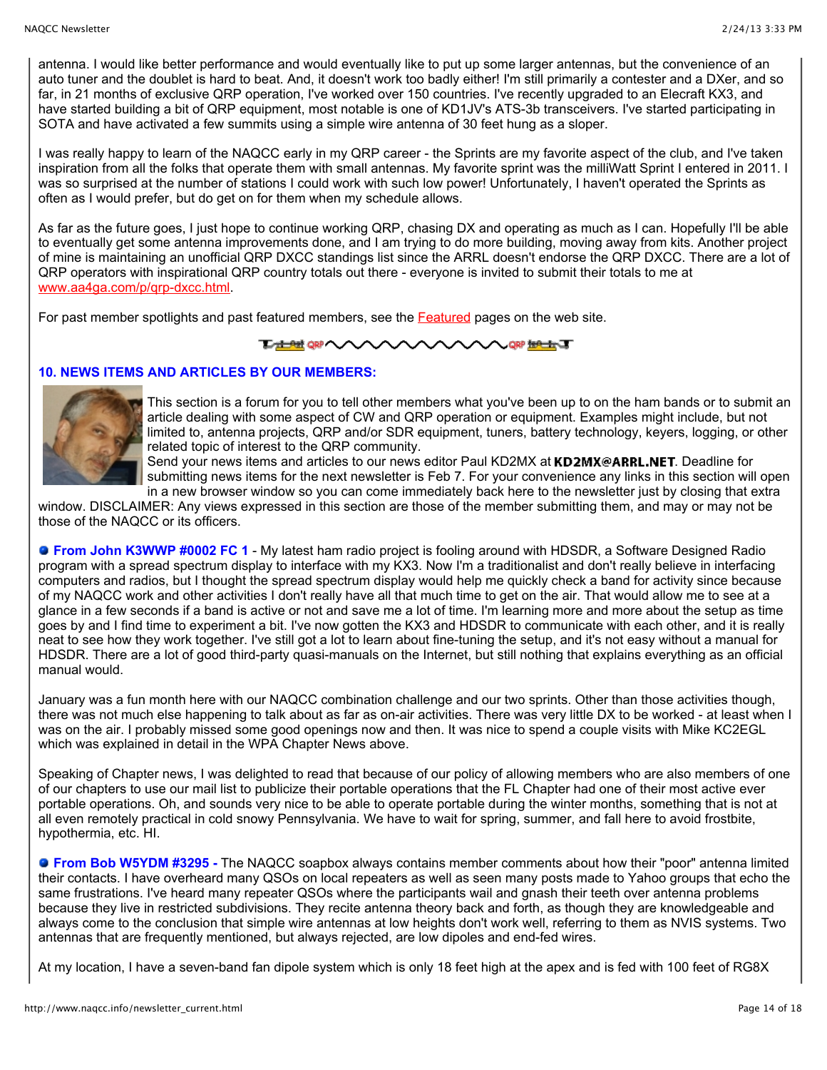antenna. I would like better performance and would eventually like to put up some larger antennas, but the convenience of an auto tuner and the doublet is hard to beat. And, it doesn't work too badly either! I'm still primarily a contester and a DXer, and so far, in 21 months of exclusive QRP operation, I've worked over 150 countries. I've recently upgraded to an Elecraft KX3, and have started building a bit of QRP equipment, most notable is one of KD1JV's ATS-3b transceivers. I've started participating in SOTA and have activated a few summits using a simple wire antenna of 30 feet hung as a sloper.

I was really happy to learn of the NAQCC early in my QRP career - the Sprints are my favorite aspect of the club, and I've taken inspiration from all the folks that operate them with small antennas. My favorite sprint was the milliWatt Sprint I entered in 2011. I was so surprised at the number of stations I could work with such low power! Unfortunately, I haven't operated the Sprints as often as I would prefer, but do get on for them when my schedule allows.

As far as the future goes, I just hope to continue working QRP, chasing DX and operating as much as I can. Hopefully I'll be able to eventually get some antenna improvements done, and I am trying to do more building, moving away from kits. Another project of mine is maintaining an unofficial QRP DXCC standings list since the ARRL doesn't endorse the QRP DXCC. There are a lot of QRP operators with inspirational QRP country totals out there - everyone is invited to submit their totals to me at www.aa4ga.com/p/qrp-dxcc.html.

For past member spotlights and past featured members, see the Featured pages on the web site.

### 10. NEWS ITEMS AND ARTICLES BY OUR MEMBERS:

This section is a forum for you to tell other members what you've been up to on the ham bands or to submit an article dealing with some aspect of CW and QRP operation or equipment. Examples might include, but not limited to, antenna projects, QRP and/or SDR equipment, tuners, battery technology, keyers, logging, or other related topic of interest to the QRP community.
Send your news items and articles to our news editor Paul KD2MX at **KD2MX@ARRL.NET**. Deadline for submitting news items for the next newsletter is Feb 7. For your convenience any links in this section will open in a new browser window so you can come immediately back here to the newsletter just by closing that extra window. DISCLAIMER: Any views expressed in this section are those of the member submitting them, and may or may not be those of the NAQCC or its officers.

- **From John K3WWP #0002 FC 1** - My latest ham radio project is fooling around with HDSDR, a Software Designed Radio program with a spread spectrum display to interface with my KX3. Now I'm a traditionalist and don't really believe in interfacing computers and radios, but I thought the spread spectrum display would help me quickly check a band for activity since because of my NAQCC work and other activities I don't really have all that much time to get on the air. That would allow me to see at a glance in a few seconds if a band is active or not and save me a lot of time. I'm learning more and more about the setup as time goes by and I find time to experiment a bit. I've now gotten the KX3 and HDSDR to communicate with each other, and it is really neat to see how they work together. I've still got a lot to learn about fine-tuning the setup, and it's not easy without a manual for HDSDR. There are a lot of good third-party quasi-manuals on the Internet, but still nothing that explains everything as an official manual would.

January was a fun month here with our NAQCC combination challenge and our two sprints. Other than those activities though, there was not much else happening to talk about as far as on-air activities. There was very little DX to be worked - at least when I was on the air. I probably missed some good openings now and then. It was nice to spend a couple visits with Mike KC2EGL which was explained in detail in the WPA Chapter News above.

Speaking of Chapter news, I was delighted to read that because of our policy of allowing members who are also members of one of our chapters to use our mail list to publicize their portable operations that the FL Chapter had one of their most active ever portable operations. Oh, and sounds very nice to be able to operate portable during the winter months, something that is not at all even remotely practical in cold snowy Pennsylvania. We have to wait for spring, summer, and fall here to avoid frostbite, hypothermia, etc. HI.

- **From Bob W5YDM #3295 -** The NAQCC soapbox always contains member comments about how their "poor" antenna limited their contacts. I have overheard many QSOs on local repeaters as well as seen many posts made to Yahoo groups that echo the same frustrations. I've heard many repeater QSOs where the participants wail and gnash their teeth over antenna problems because they live in restricted subdivisions. They recite antenna theory back and forth, as though they are knowledgeable and always come to the conclusion that simple wire antennas at low heights don't work well, referring to them as NVIS systems. Two antennas that are frequently mentioned, but always rejected, are low dipoles and end-fed wires.

At my location, I have a seven-band fan dipole system which is only 18 feet high at the apex and is fed with 100 feet of RG8X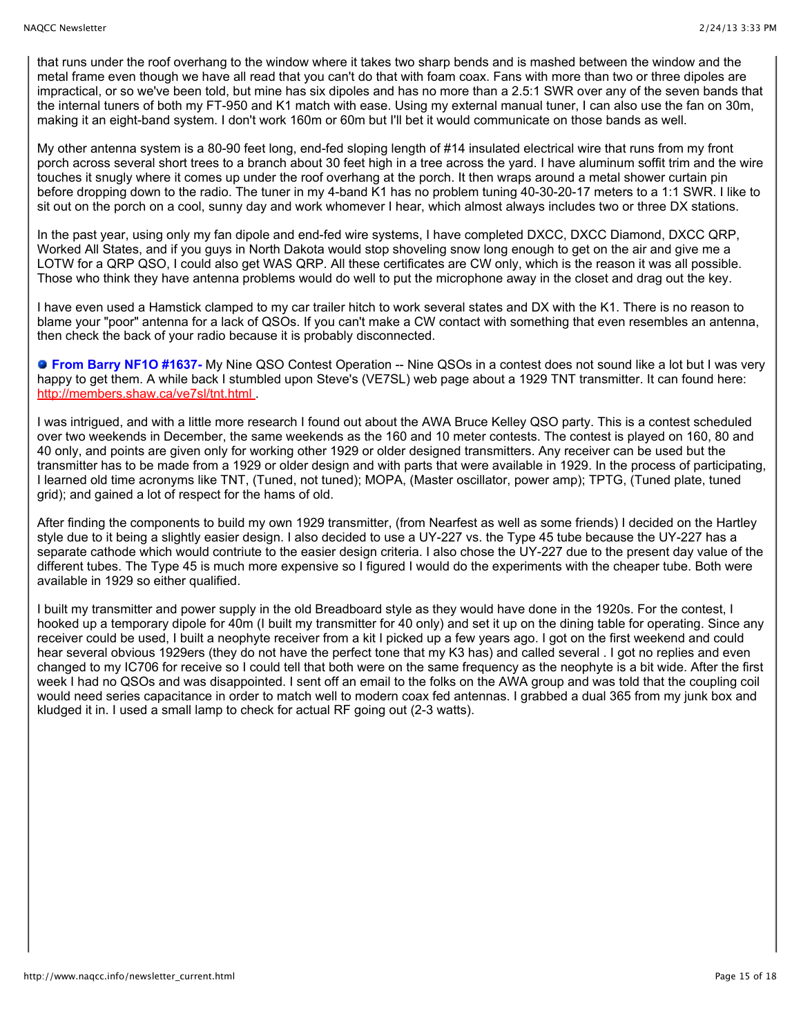that runs under the roof overhang to the window where it takes two sharp bends and is mashed between the window and the metal frame even though we have all read that you can't do that with foam coax. Fans with more than two or three dipoles are impractical, or so we've been told, but mine has six dipoles and has no more than a 2.5:1 SWR over any of the seven bands that the internal tuners of both my FT-950 and K1 match with ease. Using my external manual tuner, I can also use the fan on 30m, making it an eight-band system. I don't work 160m or 60m but I'll bet it would communicate on those bands as well.

My other antenna system is a 80-90 feet long, end-fed sloping length of #14 insulated electrical wire that runs from my front porch across several short trees to a branch about 30 feet high in a tree across the yard. I have aluminum soffit trim and the wire touches it snugly where it comes up under the roof overhang at the porch. It then wraps around a metal shower curtain pin before dropping down to the radio. The tuner in my 4-band K1 has no problem tuning 40-30-20-17 meters to a 1:1 SWR. I like to sit out on the porch on a cool, sunny day and work whomever I hear, which almost always includes two or three DX stations.

In the past year, using only my fan dipole and end-fed wire systems, I have completed DXCC, DXCC Diamond, DXCC QRP, Worked All States, and if you guys in North Dakota would stop shoveling snow long enough to get on the air and give me a LOTW for a QRP QSO, I could also get WAS QRP. All these certificates are CW only, which is the reason it was all possible. Those who think they have antenna problems would do well to put the microphone away in the closet and drag out the key.

I have even used a Hamstick clamped to my car trailer hitch to work several states and DX with the K1. There is no reason to blame your "poor" antenna for a lack of QSOs. If you can't make a CW contact with something that even resembles an antenna, then check the back of your radio because it is probably disconnected.

- **From Barry NF1O #1637-** My Nine QSO Contest Operation -- Nine QSOs in a contest does not sound like a lot but I was very happy to get them. A while back I stumbled upon Steve's (VE7SL) web page about a 1929 TNT transmitter. It can found here: http://members.shaw.ca/ve7sl/tnt.html .

I was intrigued, and with a little more research I found out about the AWA Bruce Kelley QSO party. This is a contest scheduled over two weekends in December, the same weekends as the 160 and 10 meter contests. The contest is played on 160, 80 and 40 only, and points are given only for working other 1929 or older designed transmitters. Any receiver can be used but the transmitter has to be made from a 1929 or older design and with parts that were available in 1929. In the process of participating, I learned old time acronyms like TNT, (Tuned, not tuned); MOPA, (Master oscillator, power amp); TPTG, (Tuned plate, tuned grid); and gained a lot of respect for the hams of old.

After finding the components to build my own 1929 transmitter, (from Nearfest as well as some friends) I decided on the Hartley style due to it being a slightly easier design. I also decided to use a UY-227 vs. the Type 45 tube because the UY-227 has a separate cathode which would contriute to the easier design criteria. I also chose the UY-227 due to the present day value of the different tubes. The Type 45 is much more expensive so I figured I would do the experiments with the cheaper tube. Both were available in 1929 so either qualified.

I built my transmitter and power supply in the old Breadboard style as they would have done in the 1920s. For the contest, I hooked up a temporary dipole for 40m (I built my transmitter for 40 only) and set it up on the dining table for operating. Since any receiver could be used, I built a neophyte receiver from a kit I picked up a few years ago. I got on the first weekend and could hear several obvious 1929ers (they do not have the perfect tone that my K3 has) and called several . I got no replies and even changed to my IC706 for receive so I could tell that both were on the same frequency as the neophyte is a bit wide. After the first week I had no QSOs and was disappointed. I sent off an email to the folks on the AWA group and was told that the coupling coil would need series capacitance in order to match well to modern coax fed antennas. I grabbed a dual 365 from my junk box and kludged it in. I used a small lamp to check for actual RF going out (2-3 watts).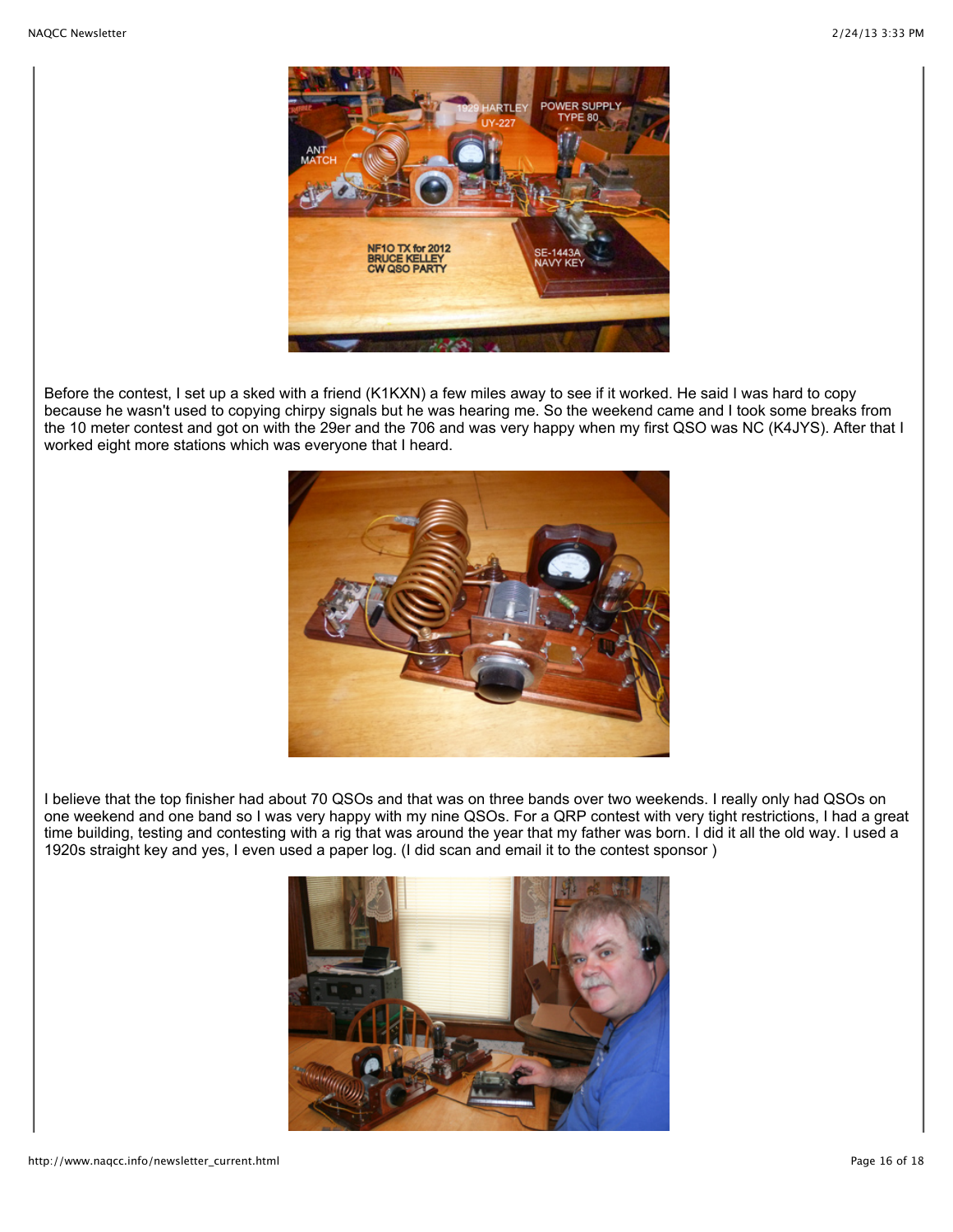Before the contest, I set up a sked with a friend (K1KXN) a few miles away to see if it worked. He said I was hard to copy because he wasn't used to copying chirpy signals but he was hearing me. So the weekend came and I took some breaks from the 10 meter contest and got on with the 29er and the 706 and was very happy when my first QSO was NC (K4JYS). After that I worked eight more stations which was everyone that I heard.

I believe that the top finisher had about 70 QSOs and that was on three bands over two weekends. I really only had QSOs on one weekend and one band so I was very happy with my nine QSOs. For a QRP contest with very tight restrictions, I had a great time building, testing and contesting with a rig that was around the year that my father was born. I did it all the old way. I used a 1920s straight key and yes, I even used a paper log. (I did scan and email it to the contest sponsor )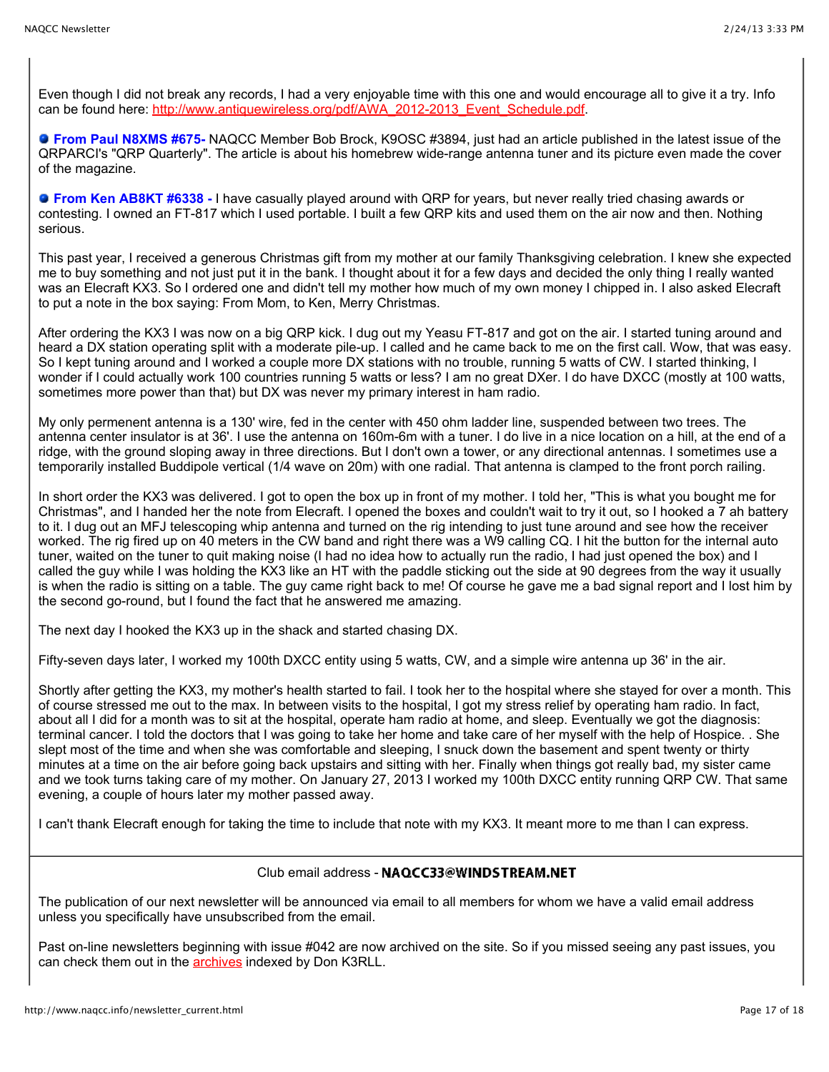Even though I did not break any records, I had a very enjoyable time with this one and would encourage all to give it a try. Info can be found here: [http://www.antiquewireless.org/pdf/AWA_2012-2013_Event_Schedule.pdf](http://www.antiquewireless.org/pdf/AWA_2012-2013_Event_Schedule.pdf).

- **From Paul N8XMS #675-** NAQCC Member Bob Brock, K9OSC #3894, just had an article published in the latest issue of the QRPARCI's "QRP Quarterly". The article is about his homebrew wide-range antenna tuner and its picture even made the cover of the magazine.

- **From Ken AB8KT #6338 -** I have casually played around with QRP for years, but never really tried chasing awards or contesting. I owned an FT-817 which I used portable. I built a few QRP kits and used them on the air now and then. Nothing serious.

This past year, I received a generous Christmas gift from my mother at our family Thanksgiving celebration. I knew she expected me to buy something and not just put it in the bank. I thought about it for a few days and decided the only thing I really wanted was an Elecraft KX3. So I ordered one and didn't tell my mother how much of my own money I chipped in. I also asked Elecraft to put a note in the box saying: From Mom, to Ken, Merry Christmas.

After ordering the KX3 I was now on a big QRP kick. I dug out my Yeasu FT-817 and got on the air. I started tuning around and heard a DX station operating split with a moderate pile-up. I called and he came back to me on the first call. Wow, that was easy. So I kept tuning around and I worked a couple more DX stations with no trouble, running 5 watts of CW. I started thinking, I wonder if I could actually work 100 countries running 5 watts or less? I am no great DXer. I do have DXCC (mostly at 100 watts, sometimes more power than that) but DX was never my primary interest in ham radio.

My only permenent antenna is a 130' wire, fed in the center with 450 ohm ladder line, suspended between two trees. The antenna center insulator is at 36'. I use the antenna on 160m-6m with a tuner. I do live in a nice location on a hill, at the end of a ridge, with the ground sloping away in three directions. But I don't own a tower, or any directional antennas. I sometimes use a temporarily installed Buddipole vertical (1/4 wave on 20m) with one radial. That antenna is clamped to the front porch railing.

In short order the KX3 was delivered. I got to open the box up in front of my mother. I told her, "This is what you bought me for Christmas", and I handed her the note from Elecraft. I opened the boxes and couldn't wait to try it out, so I hooked a 7 ah battery to it. I dug out an MFJ telescoping whip antenna and turned on the rig intending to just tune around and see how the receiver worked. The rig fired up on 40 meters in the CW band and right there was a W9 calling CQ. I hit the button for the internal auto tuner, waited on the tuner to quit making noise (I had no idea how to actually run the radio, I had just opened the box) and I called the guy while I was holding the KX3 like an HT with the paddle sticking out the side at 90 degrees from the way it usually is when the radio is sitting on a table. The guy came right back to me! Of course he gave me a bad signal report and I lost him by the second go-round, but I found the fact that he answered me amazing.

The next day I hooked the KX3 up in the shack and started chasing DX.

Fifty-seven days later, I worked my 100th DXCC entity using 5 watts, CW, and a simple wire antenna up 36' in the air.

Shortly after getting the KX3, my mother's health started to fail. I took her to the hospital where she stayed for over a month. This of course stressed me out to the max. In between visits to the hospital, I got my stress relief by operating ham radio. In fact, about all I did for a month was to sit at the hospital, operate ham radio at home, and sleep. Eventually we got the diagnosis: terminal cancer. I told the doctors that I was going to take her home and take care of her myself with the help of Hospice. . She slept most of the time and when she was comfortable and sleeping, I snuck down the basement and spent twenty or thirty minutes at a time on the air before going back upstairs and sitting with her. Finally when things got really bad, my sister came and we took turns taking care of my mother. On January 27, 2013 I worked my 100th DXCC entity running QRP CW. That same evening, a couple of hours later my mother passed away.

I can't thank Elecraft enough for taking the time to include that note with my KX3. It meant more to me than I can express.

---

Club email address - **NAQCC33@WINDSTREAM.NET**

The publication of our next newsletter will be announced via email to all members for whom we have a valid email address unless you specifically have unsubscribed from the email.

Past on-line newsletters beginning with issue #042 are now archived on the site. So if you missed seeing any past issues, you can check them out in the archives indexed by Don K3RLL.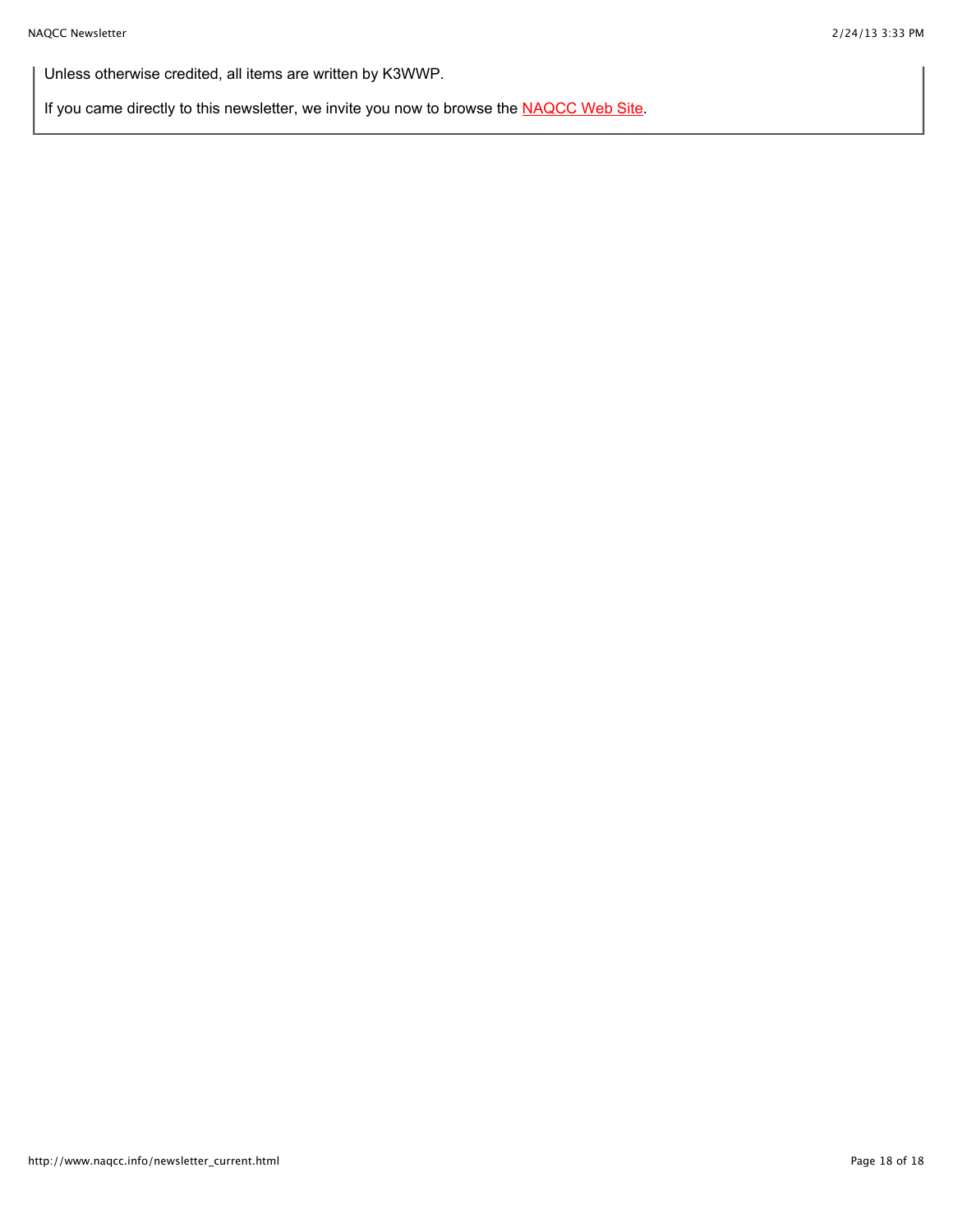Unless otherwise credited, all items are written by K3WWP.

If you came directly to this newsletter, we invite you now to browse the NAQCC Web Site.